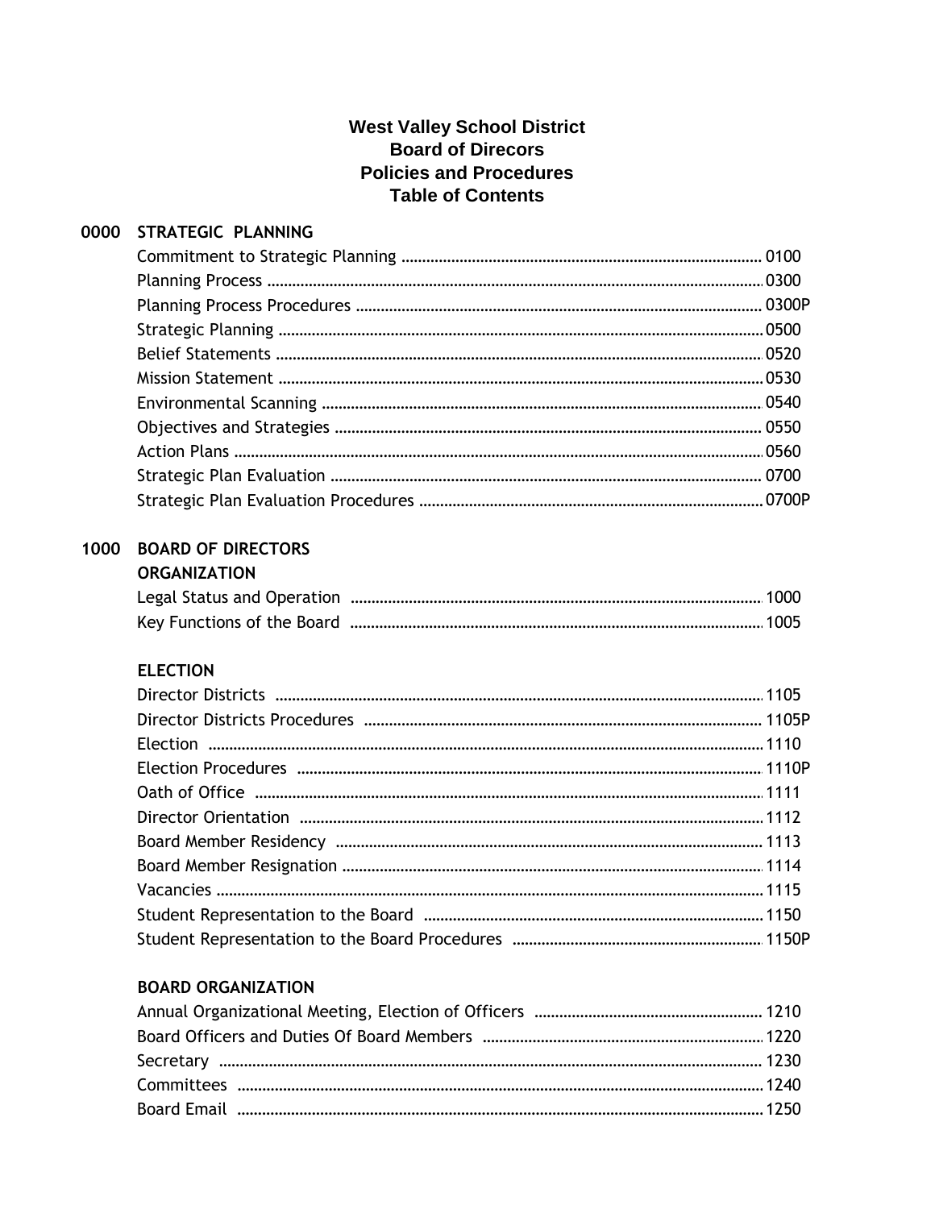# West Valley School District
## Board of Direcors
## Policies and Procedures
## Table of Contents

### 0000 STRATEGIC PLANNING

| Title | Number |
|---|---|
| Commitment to Strategic Planning | 0100 |
| Planning Process | 0300 |
| Planning Process Procedures | 0300P |
| Strategic Planning | 0500 |
| Belief Statements | 0520 |
| Mission Statement | 0530 |
| Environmental Scanning | 0540 |
| Objectives and Strategies | 0550 |
| Action Plans | 0560 |
| Strategic Plan Evaluation | 0700 |
| Strategic Plan Evaluation Procedures | 0700P |

### 1000 BOARD OF DIRECTORS

#### ORGANIZATION

| Title | Number |
|---|---|
| Legal Status and Operation | 1000 |
| Key Functions of the Board | 1005 |

#### ELECTION

| Title | Number |
|---|---|
| Director Districts | 1105 |
| Director Districts Procedures | 1105P |
| Election | 1110 |
| Election Procedures | 1110P |
| Oath of Office | 1111 |
| Director Orientation | 1112 |
| Board Member Residency | 1113 |
| Board Member Resignation | 1114 |
| Vacancies | 1115 |
| Student Representation to the Board | 1150 |
| Student Representation to the Board Procedures | 1150P |

#### BOARD ORGANIZATION

| Title | Number |
|---|---|
| Annual Organizational Meeting, Election of Officers | 1210 |
| Board Officers and Duties Of Board Members | 1220 |
| Secretary | 1230 |
| Committees | 1240 |
| Board Email | 1250 |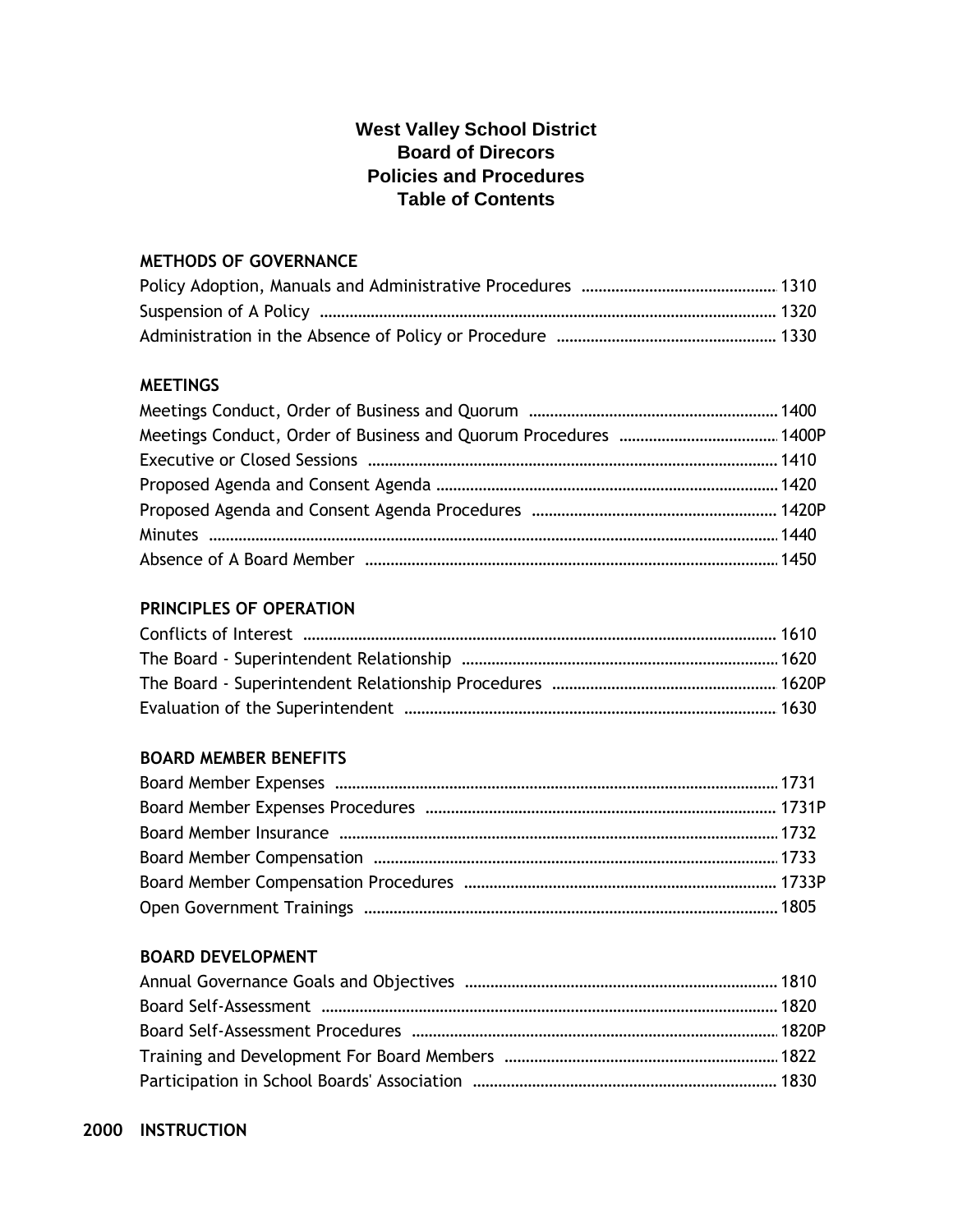**West Valley School District**
**Board of Direcors**
**Policies and Procedures**
**Table of Contents**

**METHODS OF GOVERNANCE**

Policy Adoption, Manuals and Administrative Procedures .......... 1310
Suspension of A Policy .......... 1320
Administration in the Absence of Policy or Procedure .......... 1330

**MEETINGS**

Meetings Conduct, Order of Business and Quorum .......... 1400
Meetings Conduct, Order of Business and Quorum Procedures .......... 1400P
Executive or Closed Sessions .......... 1410
Proposed Agenda and Consent Agenda .......... 1420
Proposed Agenda and Consent Agenda Procedures .......... 1420P
Minutes .......... 1440
Absence of A Board Member .......... 1450

**PRINCIPLES OF OPERATION**

Conflicts of Interest .......... 1610
The Board - Superintendent Relationship .......... 1620
The Board - Superintendent Relationship Procedures .......... 1620P
Evaluation of the Superintendent .......... 1630

**BOARD MEMBER BENEFITS**

Board Member Expenses .......... 1731
Board Member Expenses Procedures .......... 1731P
Board Member Insurance .......... 1732
Board Member Compensation .......... 1733
Board Member Compensation Procedures .......... 1733P
Open Government Trainings .......... 1805

**BOARD DEVELOPMENT**

Annual Governance Goals and Objectives .......... 1810
Board Self-Assessment .......... 1820
Board Self-Assessment Procedures .......... 1820P
Training and Development For Board Members .......... 1822
Participation in School Boards' Association .......... 1830

**2000 INSTRUCTION**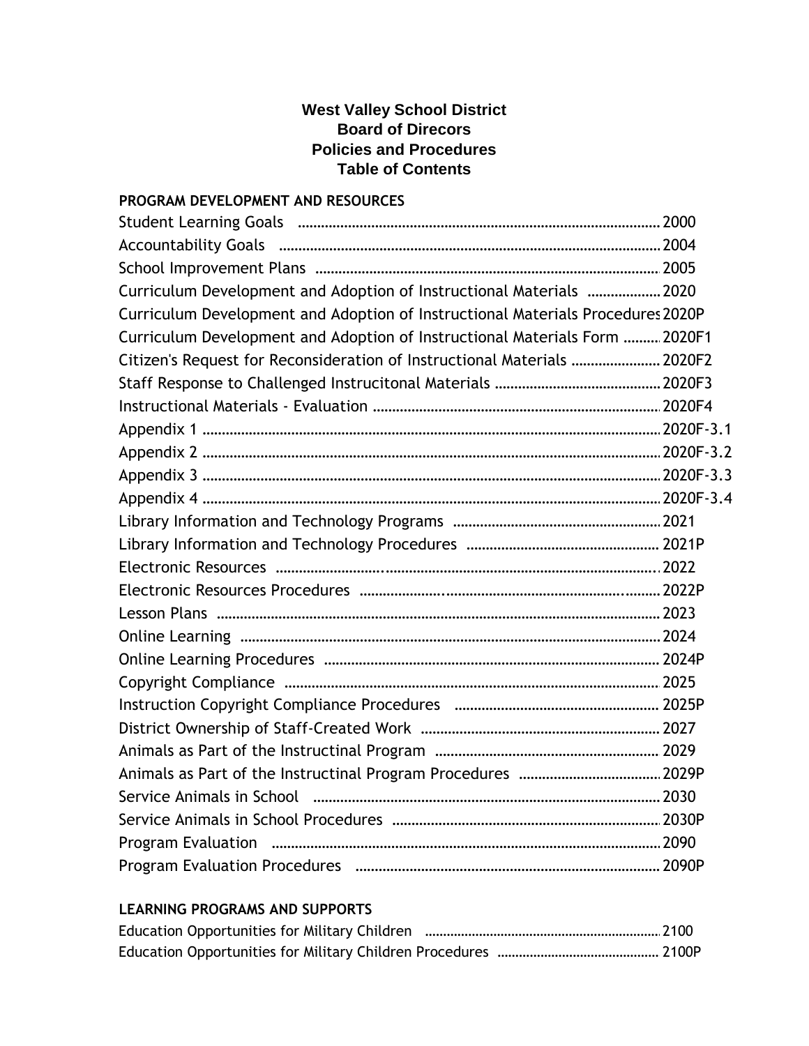**West Valley School District**
**Board of Direcors**
**Policies and Procedures**
**Table of Contents**

## PROGRAM DEVELOPMENT AND RESOURCES

| | |
|---|---|
| Student Learning Goals | 2000 |
| Accountability Goals | 2004 |
| School Improvement Plans | 2005 |
| Curriculum Development and Adoption of Instructional Materials | 2020 |
| Curriculum Development and Adoption of Instructional Materials Procedures | 2020P |
| Curriculum Development and Adoption of Instructional Materials Form | 2020F1 |
| Citizen's Request for Reconsideration of Instructional Materials | 2020F2 |
| Staff Response to Challenged Instrucitonal Materials | 2020F3 |
| Instructional Materials - Evaluation | 2020F4 |
| Appendix 1 | 2020F-3.1 |
| Appendix 2 | 2020F-3.2 |
| Appendix 3 | 2020F-3.3 |
| Appendix 4 | 2020F-3.4 |
| Library Information and Technology Programs | 2021 |
| Library Information and Technology Procedures | 2021P |
| Electronic Resources | 2022 |
| Electronic Resources Procedures | 2022P |
| Lesson Plans | 2023 |
| Online Learning | 2024 |
| Online Learning Procedures | 2024P |
| Copyright Compliance | 2025 |
| Instruction Copyright Compliance Procedures | 2025P |
| District Ownership of Staff-Created Work | 2027 |
| Animals as Part of the Instructinal Program | 2029 |
| Animals as Part of the Instructinal Program Procedures | 2029P |
| Service Animals in School | 2030 |
| Service Animals in School Procedures | 2030P |
| Program Evaluation | 2090 |
| Program Evaluation Procedures | 2090P |

## LEARNING PROGRAMS AND SUPPORTS

| | |
|---|---|
| Education Opportunities for Military Children | 2100 |
| Education Opportunities for Military Children Procedures | 2100P |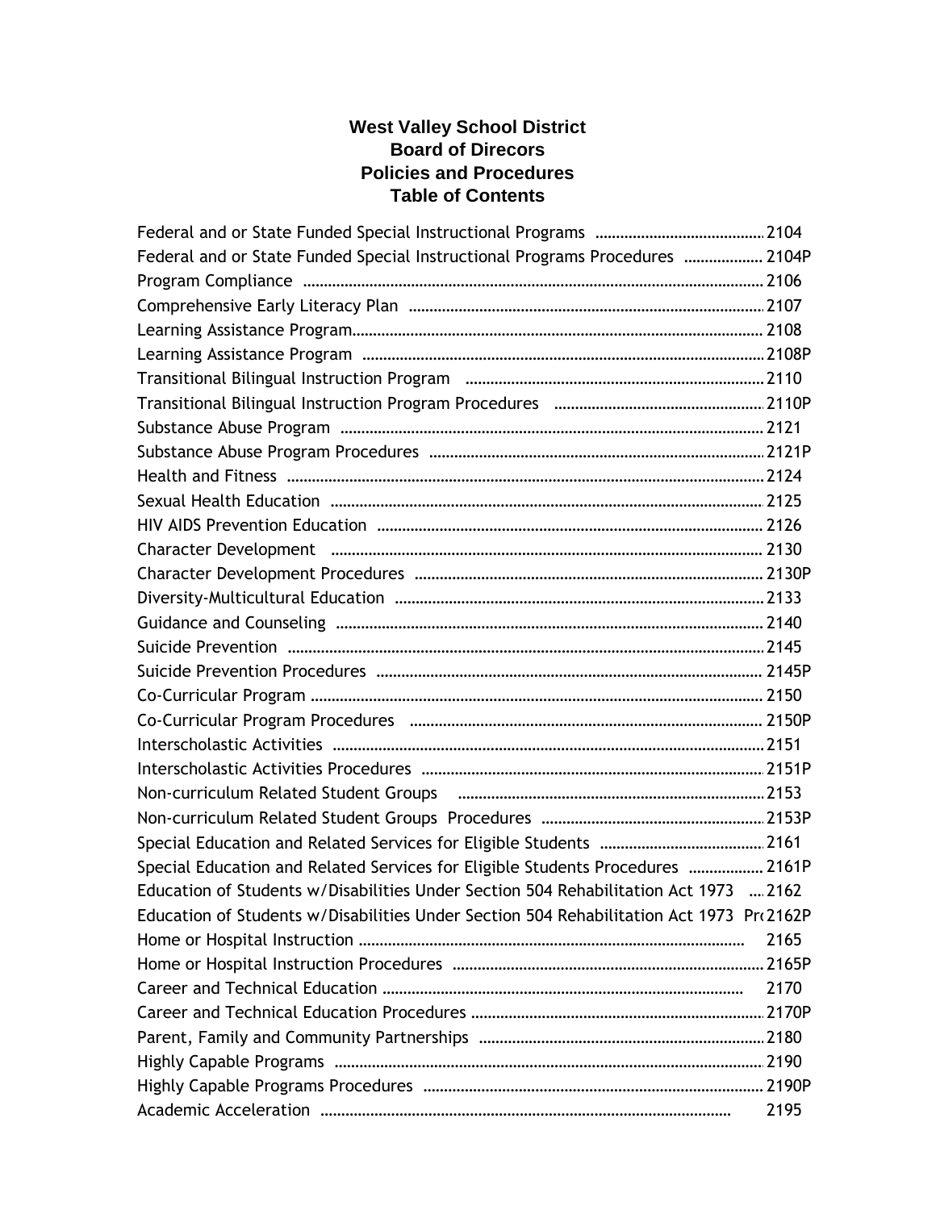**West Valley School District**
**Board of Direcors**
**Policies and Procedures**
**Table of Contents**

| | |
|---|---|
| Federal and or State Funded Special Instructional Programs | 2104 |
| Federal and or State Funded Special Instructional Programs Procedures | 2104P |
| Program Compliance | 2106 |
| Comprehensive Early Literacy Plan | 2107 |
| Learning Assistance Program | 2108 |
| Learning Assistance Program | 2108P |
| Transitional Bilingual Instruction Program | 2110 |
| Transitional Bilingual Instruction Program Procedures | 2110P |
| Substance Abuse Program | 2121 |
| Substance Abuse Program Procedures | 2121P |
| Health and Fitness | 2124 |
| Sexual Health Education | 2125 |
| HIV AIDS Prevention Education | 2126 |
| Character Development | 2130 |
| Character Development Procedures | 2130P |
| Diversity-Multicultural Education | 2133 |
| Guidance and Counseling | 2140 |
| Suicide Prevention | 2145 |
| Suicide Prevention Procedures | 2145P |
| Co-Curricular Program | 2150 |
| Co-Curricular Program Procedures | 2150P |
| Interscholastic Activities | 2151 |
| Interscholastic Activities Procedures | 2151P |
| Non-curriculum Related Student Groups | 2153 |
| Non-curriculum Related Student Groups Procedures | 2153P |
| Special Education and Related Services for Eligible Students | 2161 |
| Special Education and Related Services for Eligible Students Procedures | 2161P |
| Education of Students w/Disabilities Under Section 504 Rehabilitation Act 1973 | 2162 |
| Education of Students w/Disabilities Under Section 504 Rehabilitation Act 1973 Pr | 2162P |
| Home or Hospital Instruction | 2165 |
| Home or Hospital Instruction Procedures | 2165P |
| Career and Technical Education | 2170 |
| Career and Technical Education Procedures | 2170P |
| Parent, Family and Community Partnerships | 2180 |
| Highly Capable Programs | 2190 |
| Highly Capable Programs Procedures | 2190P |
| Academic Acceleration | 2195 |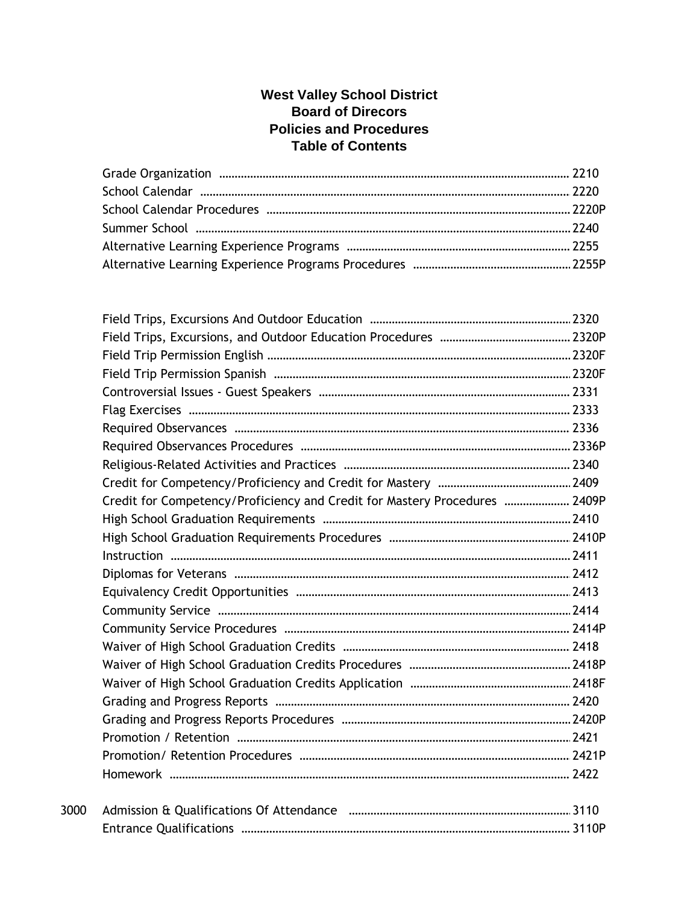**West Valley School District**
**Board of Direcors**
**Policies and Procedures**
**Table of Contents**

| | | |
|---|---|---|
| | Grade Organization | 2210 |
| | School Calendar | 2220 |
| | School Calendar Procedures | 2220P |
| | Summer School | 2240 |
| | Alternative Learning Experience Programs | 2255 |
| | Alternative Learning Experience Programs Procedures | 2255P |
| | | |
| | Field Trips, Excursions And Outdoor Education | 2320 |
| | Field Trips, Excursions, and Outdoor Education Procedures | 2320P |
| | Field Trip Permission English | 2320F |
| | Field Trip Permission Spanish | 2320F |
| | Controversial Issues - Guest Speakers | 2331 |
| | Flag Exercises | 2333 |
| | Required Observances | 2336 |
| | Required Observances Procedures | 2336P |
| | Religious-Related Activities and Practices | 2340 |
| | Credit for Competency/Proficiency and Credit for Mastery | 2409 |
| | Credit for Competency/Proficiency and Credit for Mastery Procedures | 2409P |
| | High School Graduation Requirements | 2410 |
| | High School Graduation Requirements Procedures | 2410P |
| | Instruction | 2411 |
| | Diplomas for Veterans | 2412 |
| | Equivalency Credit Opportunities | 2413 |
| | Community Service | 2414 |
| | Community Service Procedures | 2414P |
| | Waiver of High School Graduation Credits | 2418 |
| | Waiver of High School Graduation Credits Procedures | 2418P |
| | Waiver of High School Graduation Credits Application | 2418F |
| | Grading and Progress Reports | 2420 |
| | Grading and Progress Reports Procedures | 2420P |
| | Promotion / Retention | 2421 |
| | Promotion/ Retention Procedures | 2421P |
| | Homework | 2422 |
| 3000 | Admission & Qualifications Of Attendance | 3110 |
| | Entrance Qualifications | 3110P |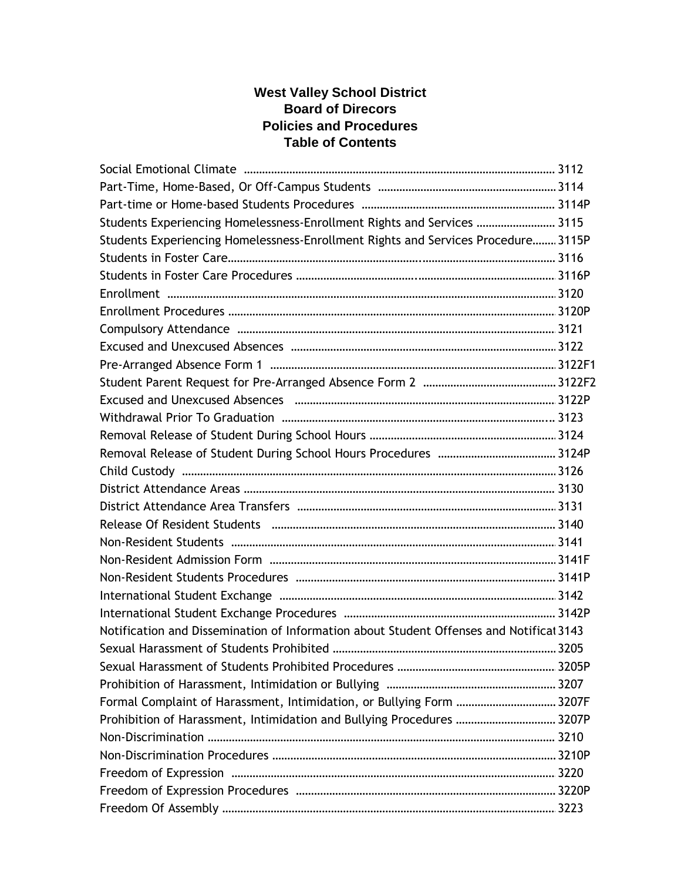**West Valley School District**
**Board of Direcors**
**Policies and Procedures**
**Table of Contents**

| | |
|---|---|
| Social Emotional Climate | 3112 |
| Part-Time, Home-Based, Or Off-Campus Students | 3114 |
| Part-time or Home-based Students Procedures | 3114P |
| Students Experiencing Homelessness-Enrollment Rights and Services | 3115 |
| Students Experiencing Homelessness-Enrollment Rights and Services Procedure | 3115P |
| Students in Foster Care | 3116 |
| Students in Foster Care Procedures | 3116P |
| Enrollment | 3120 |
| Enrollment Procedures | 3120P |
| Compulsory Attendance | 3121 |
| Excused and Unexcused Absences | 3122 |
| Pre-Arranged Absence Form 1 | 3122F1 |
| Student Parent Request for Pre-Arranged Absence Form 2 | 3122F2 |
| Excused and Unexcused Absences | 3122P |
| Withdrawal Prior To Graduation | 3123 |
| Removal Release of Student During School Hours | 3124 |
| Removal Release of Student During School Hours Procedures | 3124P |
| Child Custody | 3126 |
| District Attendance Areas | 3130 |
| District Attendance Area Transfers | 3131 |
| Release Of Resident Students | 3140 |
| Non-Resident Students | 3141 |
| Non-Resident Admission Form | 3141F |
| Non-Resident Students Procedures | 3141P |
| International Student Exchange | 3142 |
| International Student Exchange Procedures | 3142P |
| Notification and Dissemination of Information about Student Offenses and Notificat | 3143 |
| Sexual Harassment of Students Prohibited | 3205 |
| Sexual Harassment of Students Prohibited Procedures | 3205P |
| Prohibition of Harassment, Intimidation or Bullying | 3207 |
| Formal Complaint of Harassment, Intimidation, or Bullying Form | 3207F |
| Prohibition of Harassment, Intimidation and Bullying Procedures | 3207P |
| Non-Discrimination | 3210 |
| Non-Discrimination Procedures | 3210P |
| Freedom of Expression | 3220 |
| Freedom of Expression Procedures | 3220P |
| Freedom Of Assembly | 3223 |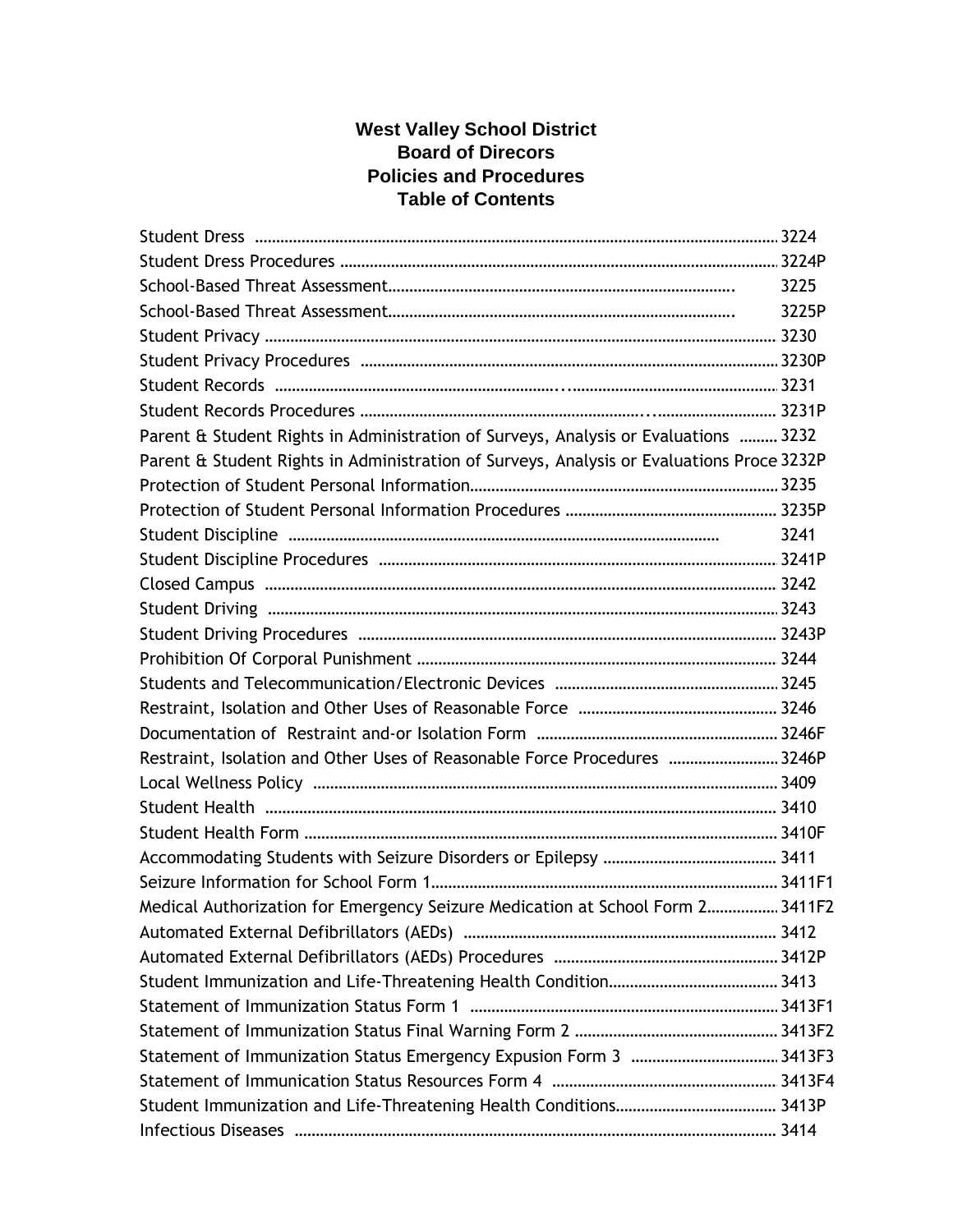**West Valley School District**
**Board of Direcors**
**Policies and Procedures**
**Table of Contents**

| | |
|---|---|
| Student Dress | 3224 |
| Student Dress Procedures | 3224P |
| School-Based Threat Assessment | 3225 |
| School-Based Threat Assessment | 3225P |
| Student Privacy | 3230 |
| Student Privacy Procedures | 3230P |
| Student Records | 3231 |
| Student Records Procedures | 3231P |
| Parent & Student Rights in Administration of Surveys, Analysis or Evaluations | 3232 |
| Parent & Student Rights in Administration of Surveys, Analysis or Evaluations Proce | 3232P |
| Protection of Student Personal Information | 3235 |
| Protection of Student Personal Information Procedures | 3235P |
| Student Discipline | 3241 |
| Student Discipline Procedures | 3241P |
| Closed Campus | 3242 |
| Student Driving | 3243 |
| Student Driving Procedures | 3243P |
| Prohibition Of Corporal Punishment | 3244 |
| Students and Telecommunication/Electronic Devices | 3245 |
| Restraint, Isolation and Other Uses of Reasonable Force | 3246 |
| Documentation of Restraint and-or Isolation Form | 3246F |
| Restraint, Isolation and Other Uses of Reasonable Force Procedures | 3246P |
| Local Wellness Policy | 3409 |
| Student Health | 3410 |
| Student Health Form | 3410F |
| Accommodating Students with Seizure Disorders or Epilepsy | 3411 |
| Seizure Information for School Form 1 | 3411F1 |
| Medical Authorization for Emergency Seizure Medication at School Form 2 | 3411F2 |
| Automated External Defibrillators (AEDs) | 3412 |
| Automated External Defibrillators (AEDs) Procedures | 3412P |
| Student Immunization and Life-Threatening Health Condition | 3413 |
| Statement of Immunization Status Form 1 | 3413F1 |
| Statement of Immunization Status Final Warning Form 2 | 3413F2 |
| Statement of Immunization Status Emergency Expusion Form 3 | 3413F3 |
| Statement of Immunication Status Resources Form 4 | 3413F4 |
| Student Immunization and Life-Threatening Health Conditions | 3413P |
| Infectious Diseases | 3414 |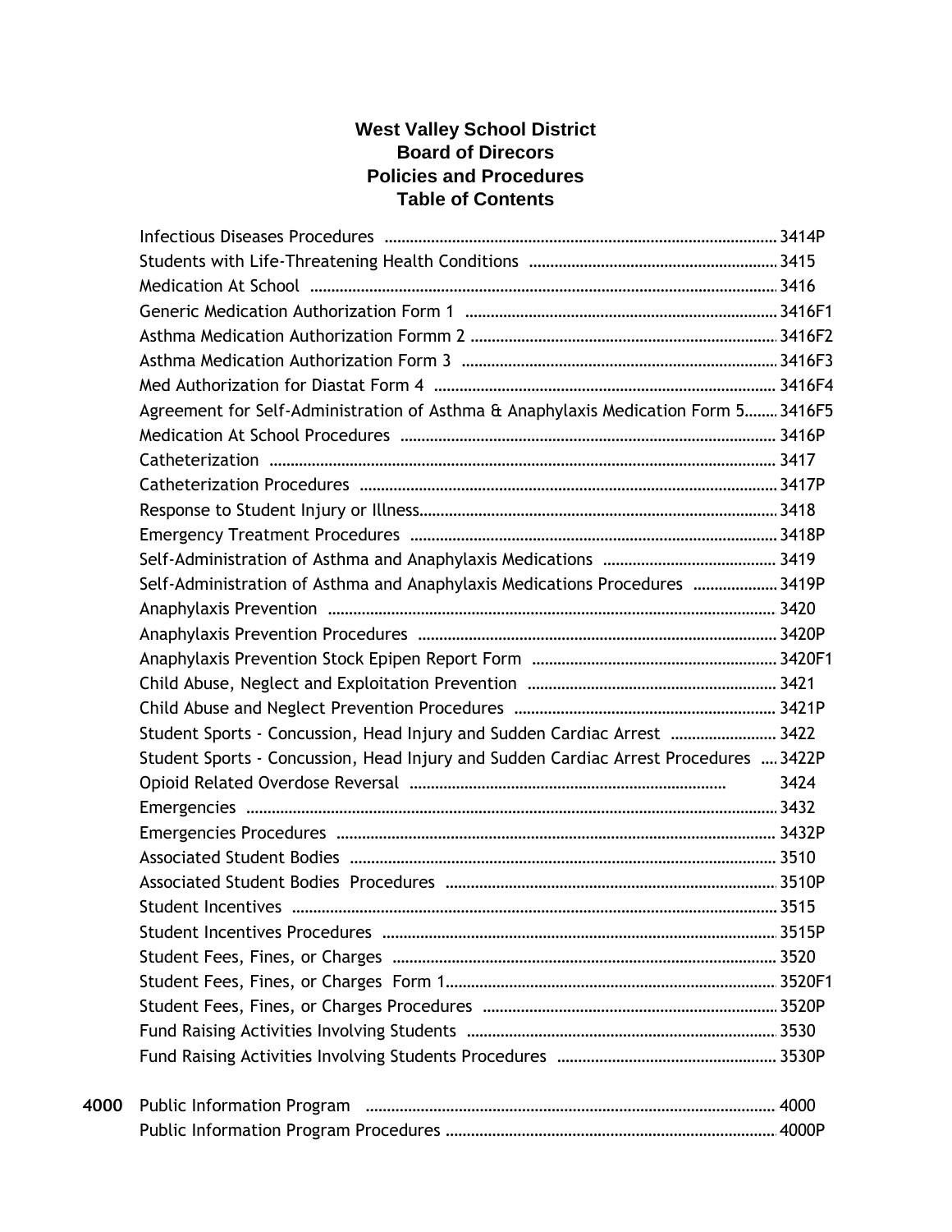**West Valley School District**
**Board of Direcors**
**Policies and Procedures**
**Table of Contents**

| | | |
|---|---|---|
| | Infectious Diseases Procedures | 3414P |
| | Students with Life-Threatening Health Conditions | 3415 |
| | Medication At School | 3416 |
| | Generic Medication Authorization Form 1 | 3416F1 |
| | Asthma Medication Authorization Formm 2 | 3416F2 |
| | Asthma Medication Authorization Form 3 | 3416F3 |
| | Med Authorization for Diastat Form 4 | 3416F4 |
| | Agreement for Self-Administration of Asthma & Anaphylaxis Medication Form 5 | 3416F5 |
| | Medication At School Procedures | 3416P |
| | Catheterization | 3417 |
| | Catheterization Procedures | 3417P |
| | Response to Student Injury or Illness | 3418 |
| | Emergency Treatment Procedures | 3418P |
| | Self-Administration of Asthma and Anaphylaxis Medications | 3419 |
| | Self-Administration of Asthma and Anaphylaxis Medications Procedures | 3419P |
| | Anaphylaxis Prevention | 3420 |
| | Anaphylaxis Prevention Procedures | 3420P |
| | Anaphylaxis Prevention Stock Epipen Report Form | 3420F1 |
| | Child Abuse, Neglect and Exploitation Prevention | 3421 |
| | Child Abuse and Neglect Prevention Procedures | 3421P |
| | Student Sports - Concussion, Head Injury and Sudden Cardiac Arrest | 3422 |
| | Student Sports - Concussion, Head Injury and Sudden Cardiac Arrest Procedures | 3422P |
| | Opioid Related Overdose Reversal | 3424 |
| | Emergencies | 3432 |
| | Emergencies Procedures | 3432P |
| | Associated Student Bodies | 3510 |
| | Associated Student Bodies Procedures | 3510P |
| | Student Incentives | 3515 |
| | Student Incentives Procedures | 3515P |
| | Student Fees, Fines, or Charges | 3520 |
| | Student Fees, Fines, or Charges Form 1 | 3520F1 |
| | Student Fees, Fines, or Charges Procedures | 3520P |
| | Fund Raising Activities Involving Students | 3530 |
| | Fund Raising Activities Involving Students Procedures | 3530P |
| **4000** | Public Information Program | 4000 |
| | Public Information Program Procedures | 4000P |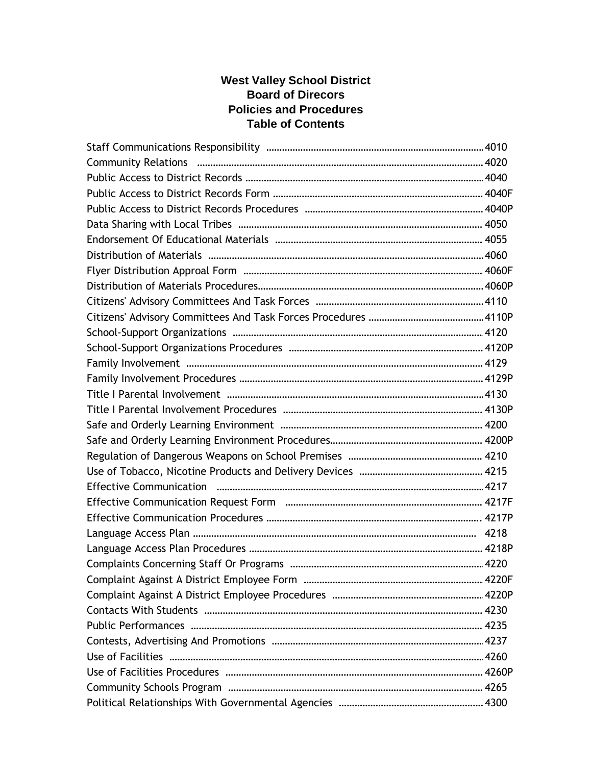**West Valley School District**
**Board of Direcors**
**Policies and Procedures**
**Table of Contents**

| | |
|---|---|
| Staff Communications Responsibility | 4010 |
| Community Relations | 4020 |
| Public Access to District Records | 4040 |
| Public Access to District Records Form | 4040F |
| Public Access to District Records Procedures | 4040P |
| Data Sharing with Local Tribes | 4050 |
| Endorsement Of Educational Materials | 4055 |
| Distribution of Materials | 4060 |
| Flyer Distribution Approal Form | 4060F |
| Distribution of Materials Procedures | 4060P |
| Citizens' Advisory Committees And Task Forces | 4110 |
| Citizens' Advisory Committees And Task Forces Procedures | 4110P |
| School-Support Organizations | 4120 |
| School-Support Organizations Procedures | 4120P |
| Family Involvement | 4129 |
| Family Involvement Procedures | 4129P |
| Title I Parental Involvement | 4130 |
| Title I Parental Involvement Procedures | 4130P |
| Safe and Orderly Learning Environment | 4200 |
| Safe and Orderly Learning Environment Procedures | 4200P |
| Regulation of Dangerous Weapons on School Premises | 4210 |
| Use of Tobacco, Nicotine Products and Delivery Devices | 4215 |
| Effective Communication | 4217 |
| Effective Communication Request Form | 4217F |
| Effective Communication Procedures | 4217P |
| Language Access Plan | 4218 |
| Language Access Plan Procedures | 4218P |
| Complaints Concerning Staff Or Programs | 4220 |
| Complaint Against A District Employee Form | 4220F |
| Complaint Against A District Employee Procedures | 4220P |
| Contacts With Students | 4230 |
| Public Performances | 4235 |
| Contests, Advertising And Promotions | 4237 |
| Use of Facilities | 4260 |
| Use of Facilities Procedures | 4260P |
| Community Schools Program | 4265 |
| Political Relationships With Governmental Agencies | 4300 |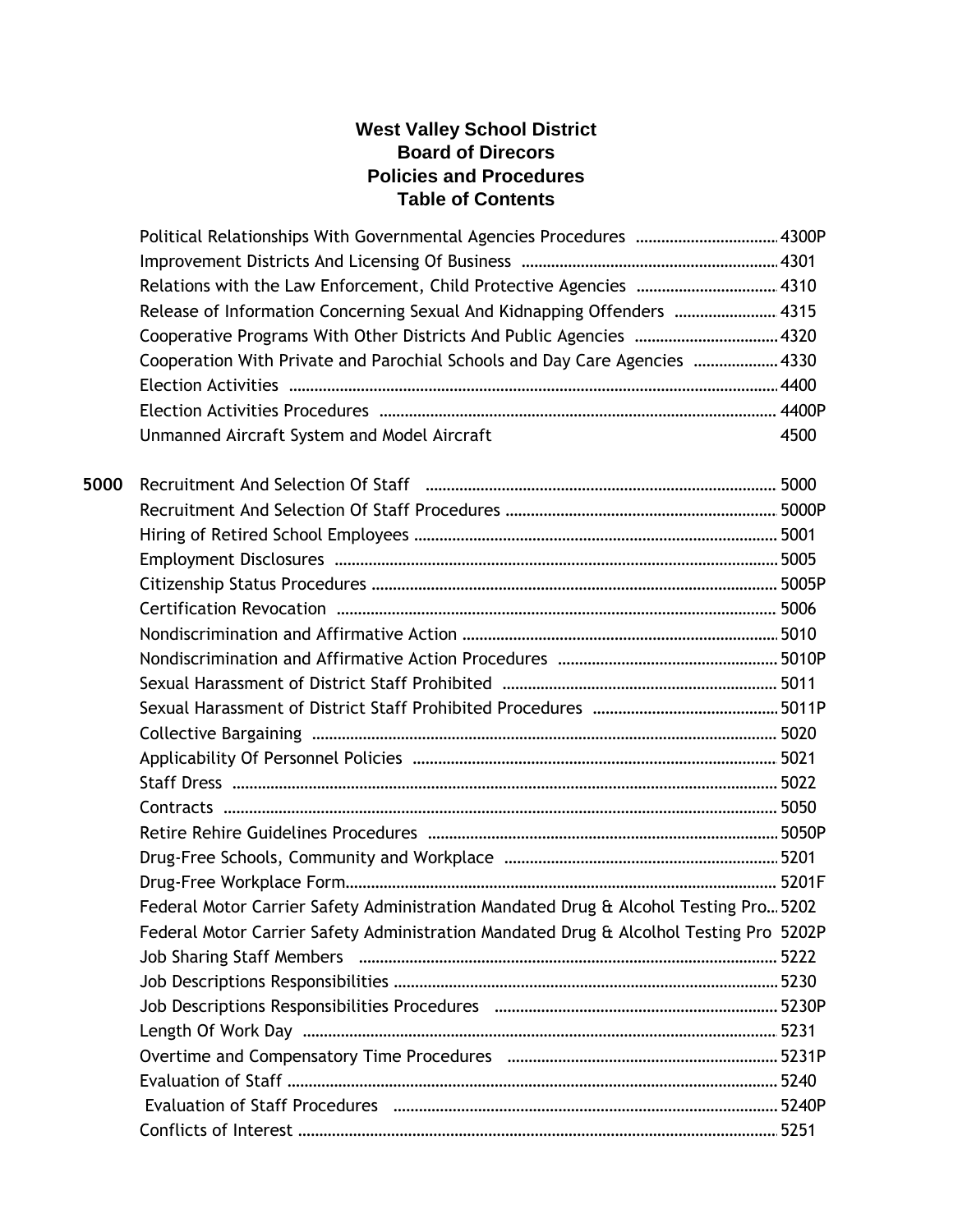**West Valley School District**
**Board of Direcors**
**Policies and Procedures**
**Table of Contents**

| | | |
|---|---|---|
| | Political Relationships With Governmental Agencies Procedures | 4300P |
| | Improvement Districts And Licensing Of Business | 4301 |
| | Relations with the Law Enforcement, Child Protective Agencies | 4310 |
| | Release of Information Concerning Sexual And Kidnapping Offenders | 4315 |
| | Cooperative Programs With Other Districts And Public Agencies | 4320 |
| | Cooperation With Private and Parochial Schools and Day Care Agencies | 4330 |
| | Election Activities | 4400 |
| | Election Activities Procedures | 4400P |
| | Unmanned Aircraft System and Model Aircraft | 4500 |
| **5000** | Recruitment And Selection Of Staff | 5000 |
| | Recruitment And Selection Of Staff Procedures | 5000P |
| | Hiring of Retired School Employees | 5001 |
| | Employment Disclosures | 5005 |
| | Citizenship Status Procedures | 5005P |
| | Certification Revocation | 5006 |
| | Nondiscrimination and Affirmative Action | 5010 |
| | Nondiscrimination and Affirmative Action Procedures | 5010P |
| | Sexual Harassment of District Staff Prohibited | 5011 |
| | Sexual Harassment of District Staff Prohibited Procedures | 5011P |
| | Collective Bargaining | 5020 |
| | Applicability Of Personnel Policies | 5021 |
| | Staff Dress | 5022 |
| | Contracts | 5050 |
| | Retire Rehire Guidelines Procedures | 5050P |
| | Drug-Free Schools, Community and Workplace | 5201 |
| | Drug-Free Workplace Form | 5201F |
| | Federal Motor Carrier Safety Administration Mandated Drug & Alcohol Testing Pro... | 5202 |
| | Federal Motor Carrier Safety Administration Mandated Drug & Alcolhol Testing Pro | 5202P |
| | Job Sharing Staff Members | 5222 |
| | Job Descriptions Responsibilities | 5230 |
| | Job Descriptions Responsibilities Procedures | 5230P |
| | Length Of Work Day | 5231 |
| | Overtime and Compensatory Time Procedures | 5231P |
| | Evaluation of Staff | 5240 |
| | Evaluation of Staff Procedures | 5240P |
| | Conflicts of Interest | 5251 |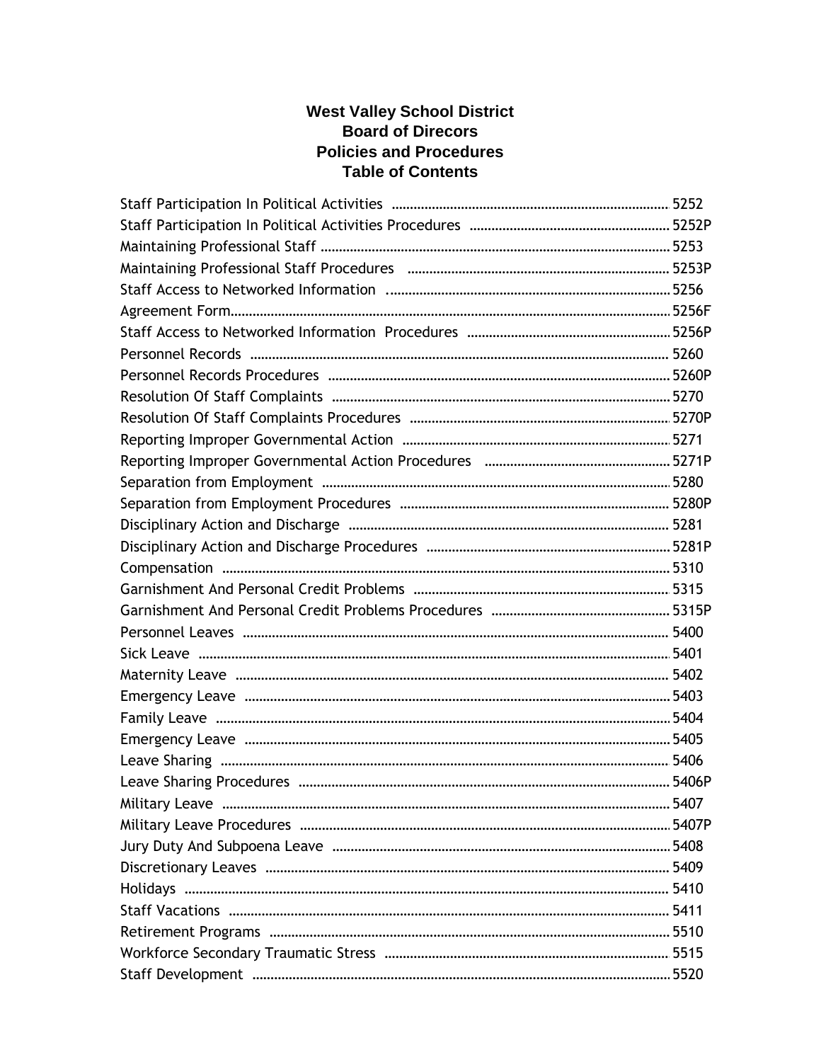**West Valley School District**
**Board of Direcors**
**Policies and Procedures**
**Table of Contents**

| | |
|---|---|
| Staff Participation In Political Activities | 5252 |
| Staff Participation In Political Activities Procedures | 5252P |
| Maintaining Professional Staff | 5253 |
| Maintaining Professional Staff Procedures | 5253P |
| Staff Access to Networked Information | 5256 |
| Agreement Form | 5256F |
| Staff Access to Networked Information Procedures | 5256P |
| Personnel Records | 5260 |
| Personnel Records Procedures | 5260P |
| Resolution Of Staff Complaints | 5270 |
| Resolution Of Staff Complaints Procedures | 5270P |
| Reporting Improper Governmental Action | 5271 |
| Reporting Improper Governmental Action Procedures | 5271P |
| Separation from Employment | 5280 |
| Separation from Employment Procedures | 5280P |
| Disciplinary Action and Discharge | 5281 |
| Disciplinary Action and Discharge Procedures | 5281P |
| Compensation | 5310 |
| Garnishment And Personal Credit Problems | 5315 |
| Garnishment And Personal Credit Problems Procedures | 5315P |
| Personnel Leaves | 5400 |
| Sick Leave | 5401 |
| Maternity Leave | 5402 |
| Emergency Leave | 5403 |
| Family Leave | 5404 |
| Emergency Leave | 5405 |
| Leave Sharing | 5406 |
| Leave Sharing Procedures | 5406P |
| Military Leave | 5407 |
| Military Leave Procedures | 5407P |
| Jury Duty And Subpoena Leave | 5408 |
| Discretionary Leaves | 5409 |
| Holidays | 5410 |
| Staff Vacations | 5411 |
| Retirement Programs | 5510 |
| Workforce Secondary Traumatic Stress | 5515 |
| Staff Development | 5520 |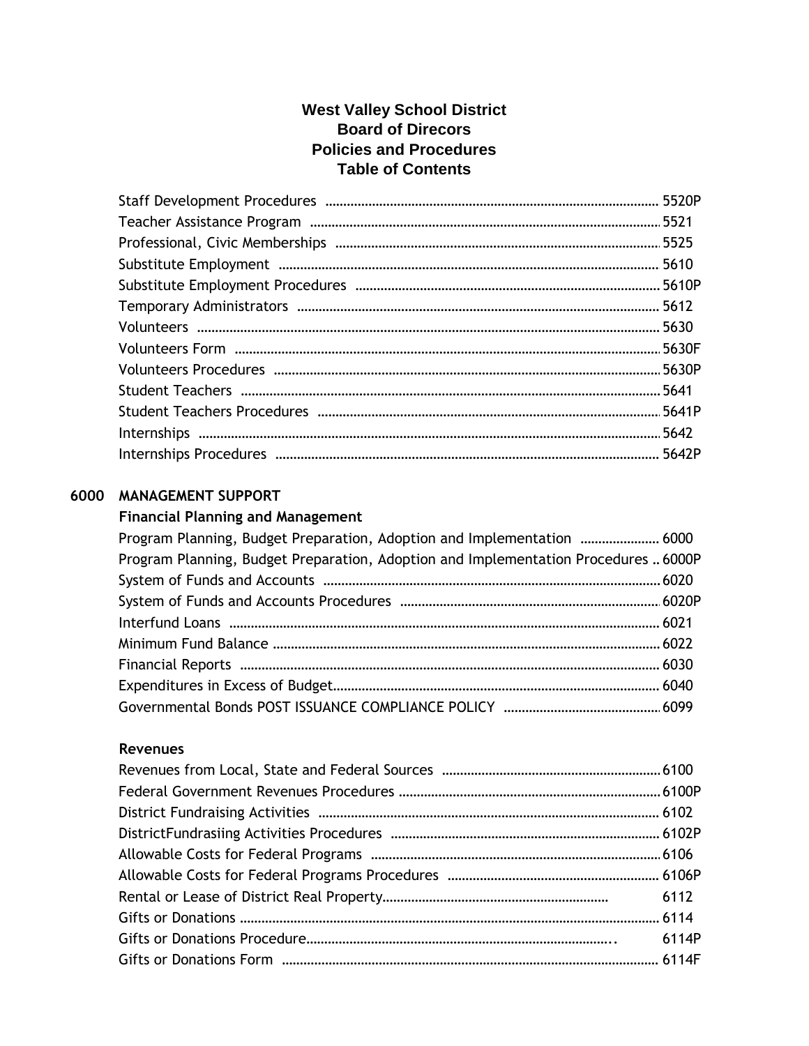**West Valley School District**
**Board of Direcors**
**Policies and Procedures**
**Table of Contents**

| | |
|---|---|
| Staff Development Procedures | 5520P |
| Teacher Assistance Program | 5521 |
| Professional, Civic Memberships | 5525 |
| Substitute Employment | 5610 |
| Substitute Employment Procedures | 5610P |
| Temporary Administrators | 5612 |
| Volunteers | 5630 |
| Volunteers Form | 5630F |
| Volunteers Procedures | 5630P |
| Student Teachers | 5641 |
| Student Teachers Procedures | 5641P |
| Internships | 5642 |
| Internships Procedures | 5642P |

## 6000 MANAGEMENT SUPPORT

### Financial Planning and Management

| | |
|---|---|
| Program Planning, Budget Preparation, Adoption and Implementation | 6000 |
| Program Planning, Budget Preparation, Adoption and Implementation Procedures | 6000P |
| System of Funds and Accounts | 6020 |
| System of Funds and Accounts Procedures | 6020P |
| Interfund Loans | 6021 |
| Minimum Fund Balance | 6022 |
| Financial Reports | 6030 |
| Expenditures in Excess of Budget | 6040 |
| Governmental Bonds POST ISSUANCE COMPLIANCE POLICY | 6099 |

### Revenues

| | |
|---|---|
| Revenues from Local, State and Federal Sources | 6100 |
| Federal Government Revenues Procedures | 6100P |
| District Fundraising Activities | 6102 |
| DistrictFundrasiing Activities Procedures | 6102P |
| Allowable Costs for Federal Programs | 6106 |
| Allowable Costs for Federal Programs Procedures | 6106P |
| Rental or Lease of District Real Property | 6112 |
| Gifts or Donations | 6114 |
| Gifts or Donations Procedure | 6114P |
| Gifts or Donations Form | 6114F |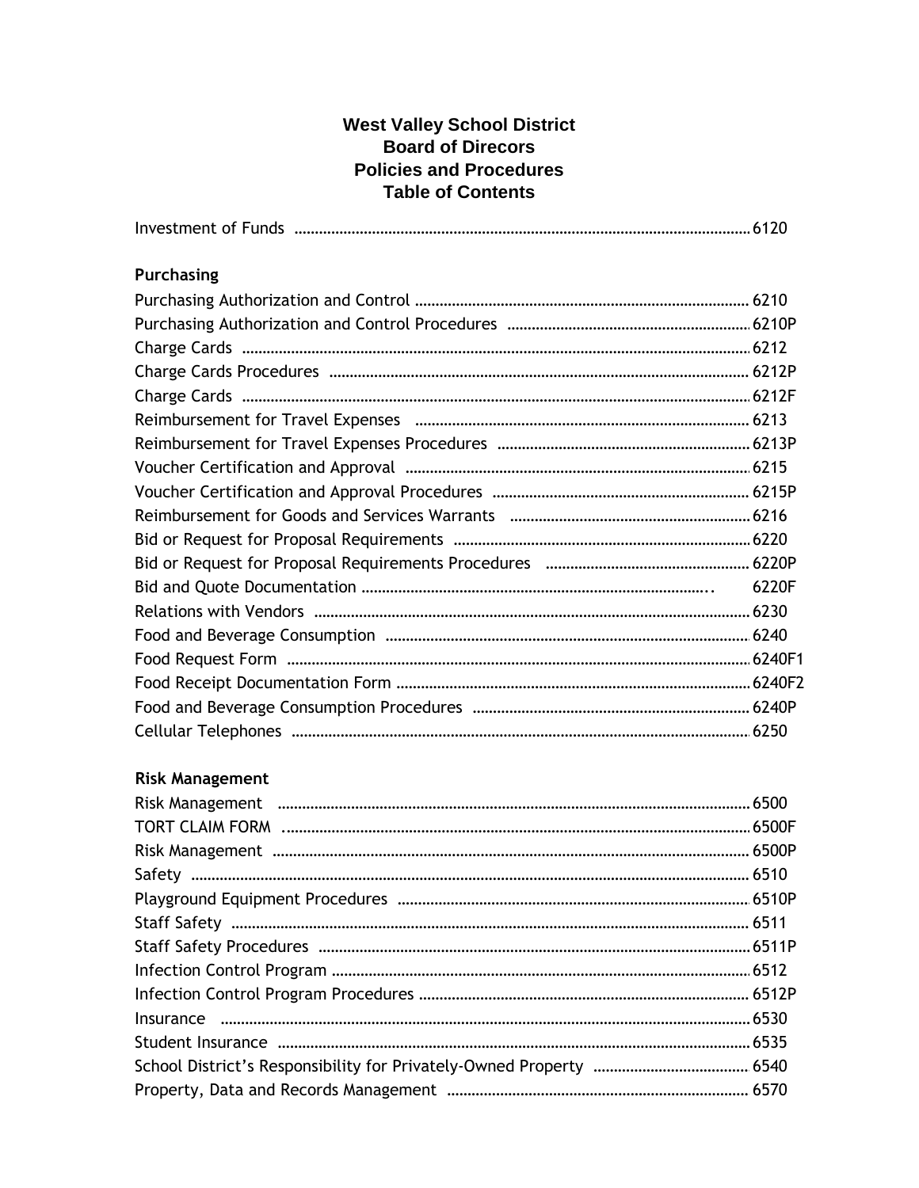# West Valley School District
## Board of Direcors
## Policies and Procedures
## Table of Contents

Investment of Funds ............................................................ 6120

**Purchasing**

Purchasing Authorization and Control ............................................................ 6210
Purchasing Authorization and Control Procedures ............................................................ 6210P
Charge Cards ............................................................ 6212
Charge Cards Procedures ............................................................ 6212P
Charge Cards ............................................................ 6212F
Reimbursement for Travel Expenses ............................................................ 6213
Reimbursement for Travel Expenses Procedures ............................................................ 6213P
Voucher Certification and Approval ............................................................ 6215
Voucher Certification and Approval Procedures ............................................................ 6215P
Reimbursement for Goods and Services Warrants ............................................................ 6216
Bid or Request for Proposal Requirements ............................................................ 6220
Bid or Request for Proposal Requirements Procedures ............................................................ 6220P
Bid and Quote Documentation ............................................................. 6220F
Relations with Vendors ............................................................ 6230
Food and Beverage Consumption ............................................................ 6240
Food Request Form ............................................................ 6240F1
Food Receipt Documentation Form ............................................................ 6240F2
Food and Beverage Consumption Procedures ............................................................ 6240P
Cellular Telephones ............................................................ 6250

**Risk Management**

Risk Management ............................................................ 6500
TORT CLAIM FORM ............................................................ 6500F
Risk Management ............................................................ 6500P
Safety ............................................................ 6510
Playground Equipment Procedures ............................................................ 6510P
Staff Safety ............................................................ 6511
Staff Safety Procedures ............................................................ 6511P
Infection Control Program ............................................................ 6512
Infection Control Program Procedures ............................................................ 6512P
Insurance ............................................................ 6530
Student Insurance ............................................................ 6535
School District's Responsibility for Privately-Owned Property ............................................................ 6540
Property, Data and Records Management ............................................................ 6570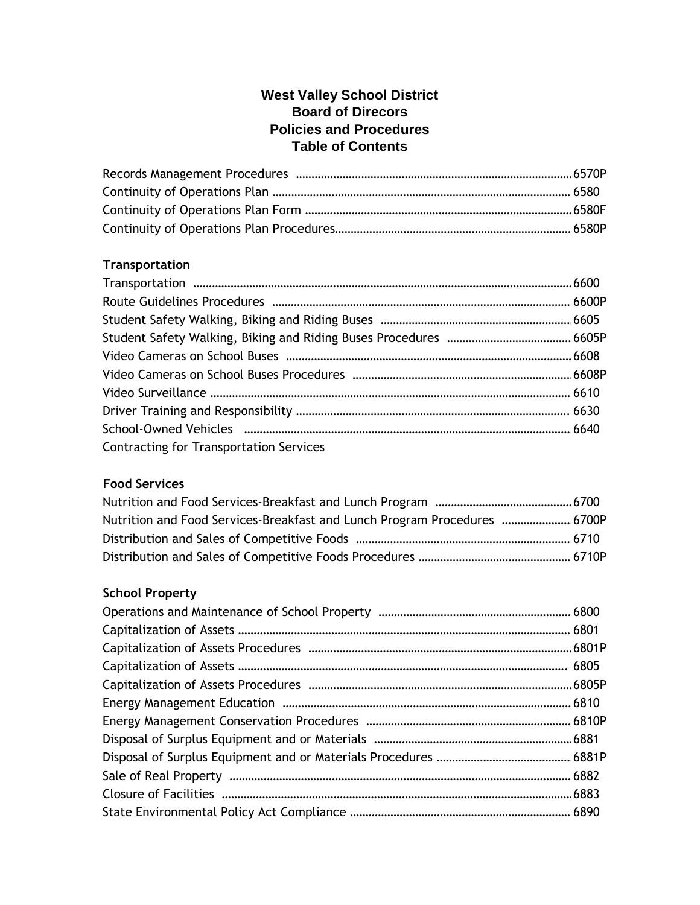# West Valley School District
# Board of Direcors
# Policies and Procedures
# Table of Contents

Records Management Procedures ........................................................................ 6570P
Continuity of Operations Plan ............................................................................... 6580
Continuity of Operations Plan Form ..................................................................... 6580F
Continuity of Operations Plan Procedures............................................................ 6580P

**Transportation**

Transportation ......................................................................................................... 6600
Route Guidelines Procedures ............................................................................... 6600P
Student Safety Walking, Biking and Riding Buses ............................................. 6605
Student Safety Walking, Biking and Riding Buses Procedures ........................ 6605P
Video Cameras on School Buses ........................................................................... 6608
Video Cameras on School Buses Procedures ...................................................... 6608P
Video Surveillance .................................................................................................. 6610
Driver Training and Responsibility ....................................................................... 6630
School-Owned Vehicles ........................................................................................ 6640
Contracting for Transportation Services

**Food Services**

Nutrition and Food Services-Breakfast and Lunch Program ............................ 6700
Nutrition and Food Services-Breakfast and Lunch Program Procedures ...................... 6700P
Distribution and Sales of Competitive Foods ..................................................... 6710
Distribution and Sales of Competitive Foods Procedures ................................. 6710P

**School Property**

Operations and Maintenance of School Property .............................................. 6800
Capitalization of Assets .......................................................................................... 6801
Capitalization of Assets Procedures .................................................................... 6801P
Capitalization of Assets ........................................................................................... 6805
Capitalization of Assets Procedures .................................................................... 6805P
Energy Management Education ............................................................................ 6810
Energy Management Conservation Procedures ................................................. 6810P
Disposal of Surplus Equipment and or Materials ................................................ 6881
Disposal of Surplus Equipment and or Materials Procedures ........................... 6881P
Sale of Real Property ............................................................................................. 6882
Closure of Facilities ................................................................................................ 6883
State Environmental Policy Act Compliance ....................................................... 6890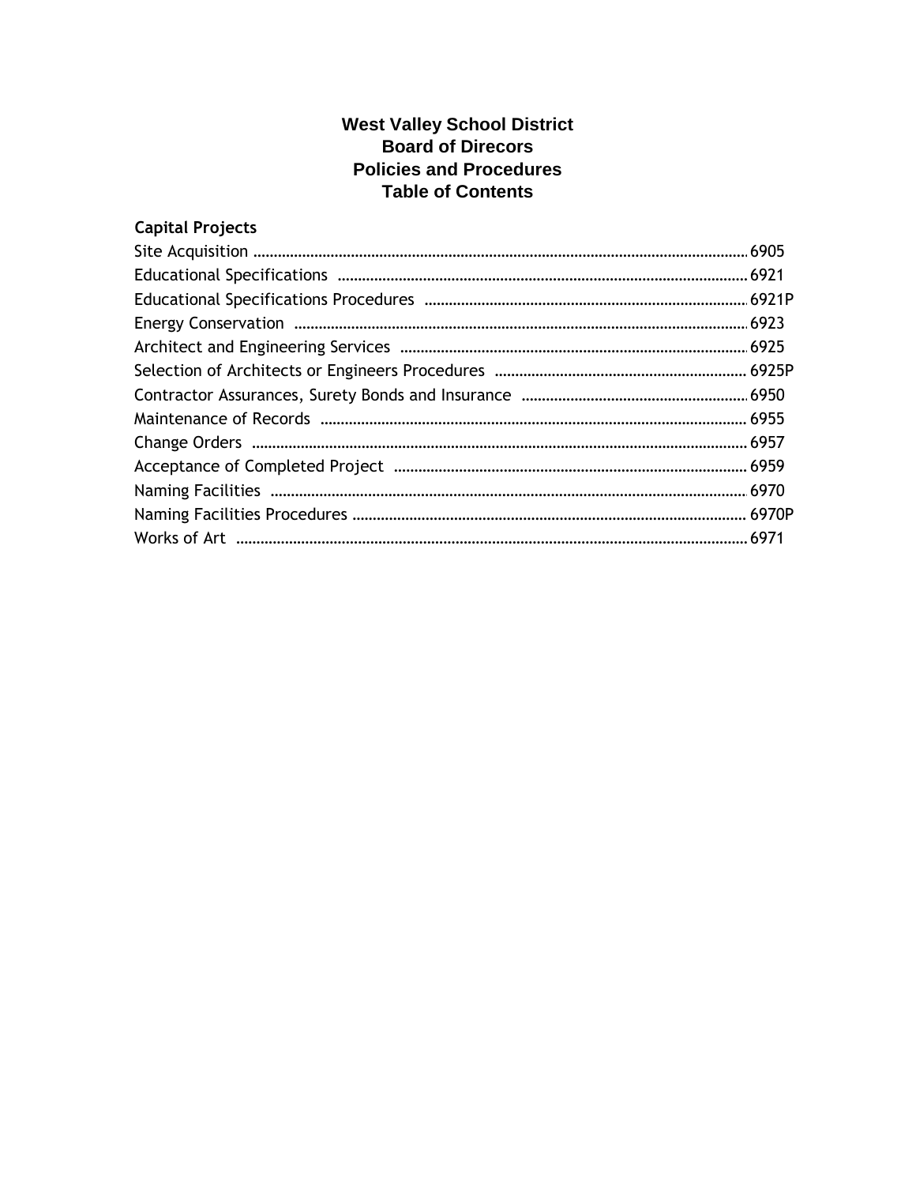# West Valley School District
# Board of Direcors
# Policies and Procedures
# Table of Contents

## Capital Projects

| | |
|---|---|
| Site Acquisition | 6905 |
| Educational Specifications | 6921 |
| Educational Specifications Procedures | 6921P |
| Energy Conservation | 6923 |
| Architect and Engineering Services | 6925 |
| Selection of Architects or Engineers Procedures | 6925P |
| Contractor Assurances, Surety Bonds and Insurance | 6950 |
| Maintenance of Records | 6955 |
| Change Orders | 6957 |
| Acceptance of Completed Project | 6959 |
| Naming Facilities | 6970 |
| Naming Facilities Procedures | 6970P |
| Works of Art | 6971 |